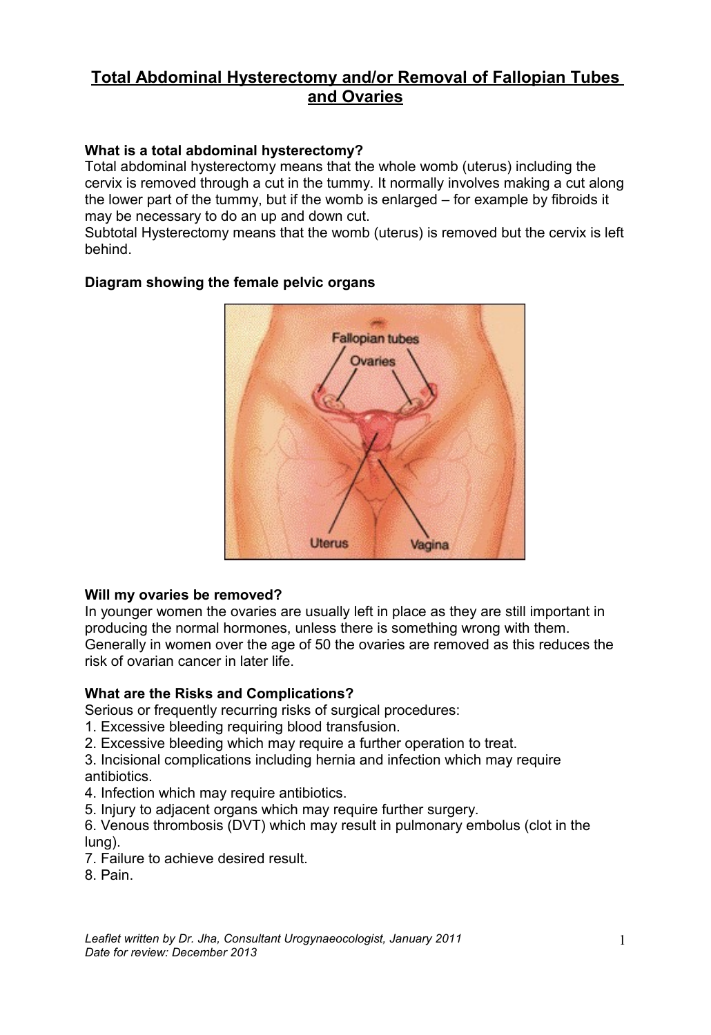# Total Abdominal Hysterectomy and/or Removal of Fallopian Tubes and Ovaries

**What is a total abdominal hysterectomy?**

Total abdominal hysterectomy means that the whole womb (uterus) including the cervix is removed through a cut in the tummy. It normally involves making a cut along the lower part of the tummy, but if the womb is enlarged – for example by fibroids it may be necessary to do an up and down cut.

Subtotal Hysterectomy means that the womb (uterus) is removed but the cervix is left behind.

**Diagram showing the female pelvic organs**

**Will my ovaries be removed?**

In younger women the ovaries are usually left in place as they are still important in producing the normal hormones, unless there is something wrong with them. Generally in women over the age of 50 the ovaries are removed as this reduces the risk of ovarian cancer in later life.

**What are the Risks and Complications?**

Serious or frequently recurring risks of surgical procedures:

1. Excessive bleeding requiring blood transfusion.
2. Excessive bleeding which may require a further operation to treat.
3. Incisional complications including hernia and infection which may require antibiotics.
4. Infection which may require antibiotics.
5. Injury to adjacent organs which may require further surgery.
6. Venous thrombosis (DVT) which may result in pulmonary embolus (clot in the lung).
7. Failure to achieve desired result.
8. Pain.

*Leaflet written by Dr. Jha, Consultant Urogynaeocologist, January 2011*
*Date for review: December 2013*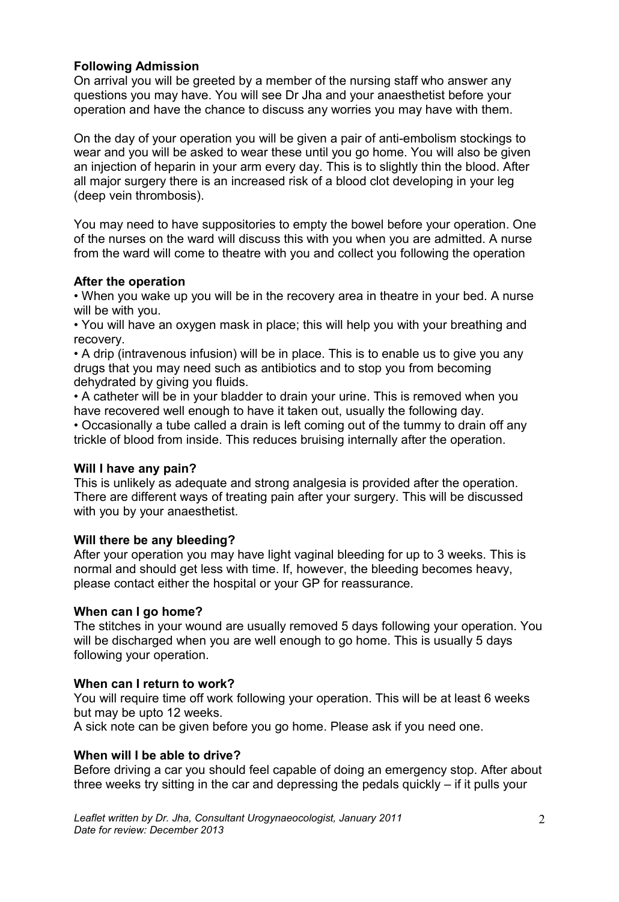**Following Admission**

On arrival you will be greeted by a member of the nursing staff who answer any questions you may have. You will see Dr Jha and your anaesthetist before your operation and have the chance to discuss any worries you may have with them.

On the day of your operation you will be given a pair of anti-embolism stockings to wear and you will be asked to wear these until you go home. You will also be given an injection of heparin in your arm every day. This is to slightly thin the blood. After all major surgery there is an increased risk of a blood clot developing in your leg (deep vein thrombosis).

You may need to have suppositories to empty the bowel before your operation. One of the nurses on the ward will discuss this with you when you are admitted. A nurse from the ward will come to theatre with you and collect you following the operation

**After the operation**

- When you wake up you will be in the recovery area in theatre in your bed. A nurse will be with you.
- You will have an oxygen mask in place; this will help you with your breathing and recovery.
- A drip (intravenous infusion) will be in place. This is to enable us to give you any drugs that you may need such as antibiotics and to stop you from becoming dehydrated by giving you fluids.
- A catheter will be in your bladder to drain your urine. This is removed when you have recovered well enough to have it taken out, usually the following day.
- Occasionally a tube called a drain is left coming out of the tummy to drain off any trickle of blood from inside. This reduces bruising internally after the operation.

**Will I have any pain?**

This is unlikely as adequate and strong analgesia is provided after the operation. There are different ways of treating pain after your surgery. This will be discussed with you by your anaesthetist.

**Will there be any bleeding?**

After your operation you may have light vaginal bleeding for up to 3 weeks. This is normal and should get less with time. If, however, the bleeding becomes heavy, please contact either the hospital or your GP for reassurance.

**When can I go home?**

The stitches in your wound are usually removed 5 days following your operation. You will be discharged when you are well enough to go home. This is usually 5 days following your operation.

**When can I return to work?**

You will require time off work following your operation. This will be at least 6 weeks but may be upto 12 weeks.

A sick note can be given before you go home. Please ask if you need one.

**When will I be able to drive?**

Before driving a car you should feel capable of doing an emergency stop. After about three weeks try sitting in the car and depressing the pedals quickly – if it pulls your

*Leaflet written by Dr. Jha, Consultant Urogynaecologist, January 2011*
*Date for review: December 2013*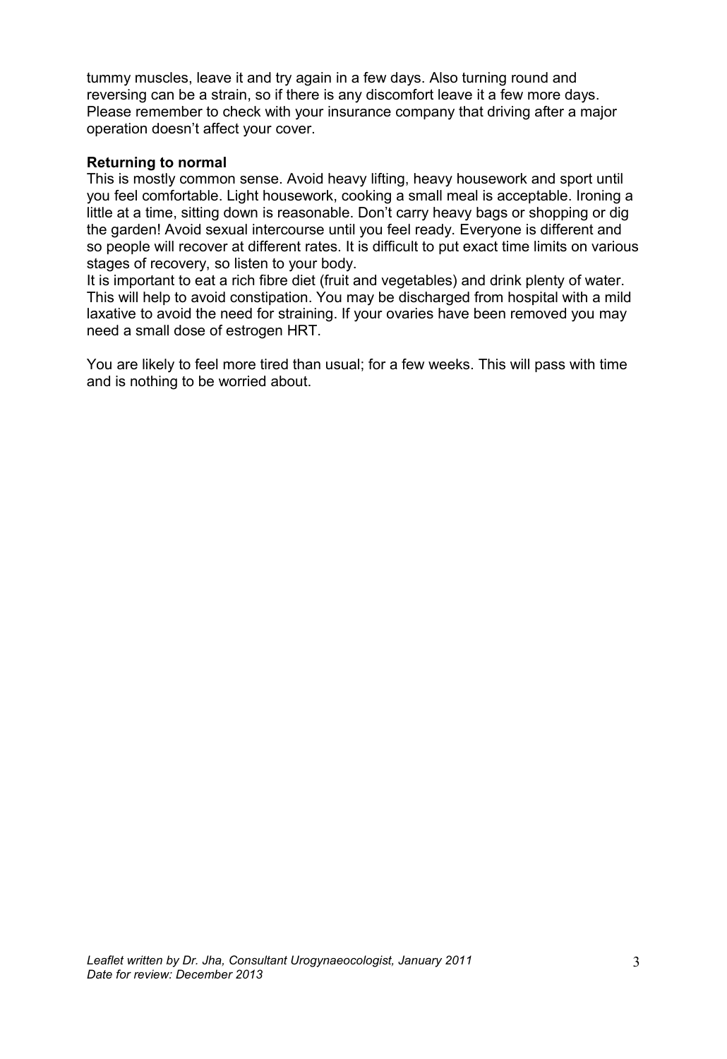tummy muscles, leave it and try again in a few days. Also turning round and reversing can be a strain, so if there is any discomfort leave it a few more days. Please remember to check with your insurance company that driving after a major operation doesn't affect your cover.

**Returning to normal**

This is mostly common sense. Avoid heavy lifting, heavy housework and sport until you feel comfortable. Light housework, cooking a small meal is acceptable. Ironing a little at a time, sitting down is reasonable. Don't carry heavy bags or shopping or dig the garden! Avoid sexual intercourse until you feel ready. Everyone is different and so people will recover at different rates. It is difficult to put exact time limits on various stages of recovery, so listen to your body.

It is important to eat a rich fibre diet (fruit and vegetables) and drink plenty of water. This will help to avoid constipation. You may be discharged from hospital with a mild laxative to avoid the need for straining. If your ovaries have been removed you may need a small dose of estrogen HRT.

You are likely to feel more tired than usual; for a few weeks. This will pass with time and is nothing to be worried about.

*Leaflet written by Dr. Jha, Consultant Urogynaecologist, January 2011*
*Date for review: December 2013*